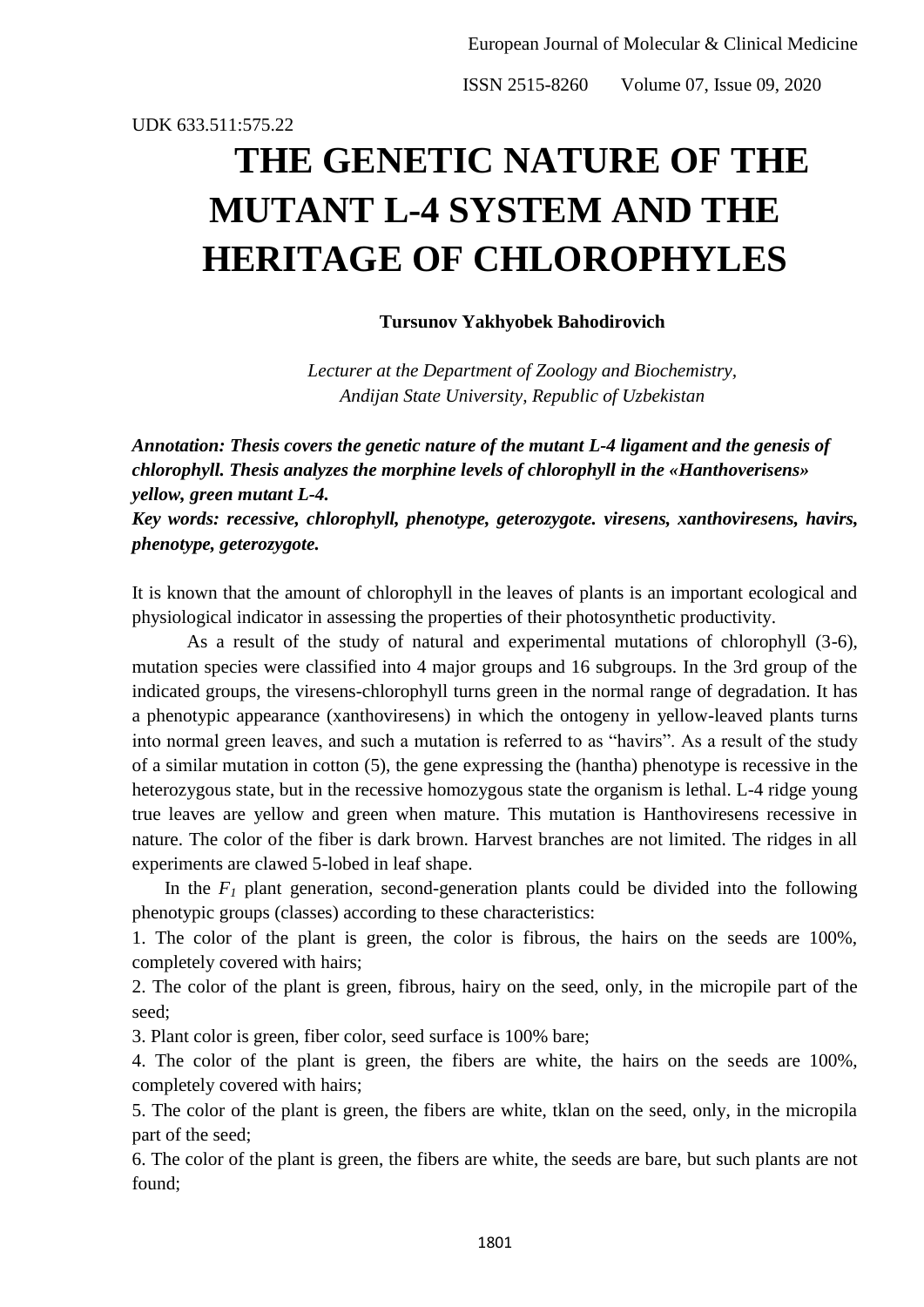UDK 633.511:575.22

# THE GENETIC NATURE OF THE MUTANT L-4 SYSTEM AND THE HERITAGE OF CHLOROPHYLES

**Tursunov Yakhyobek Bahodirovich**

*Lecturer at the Department of Zoology and Biochemistry, Andijan State University, Republic of Uzbekistan*

***Annotation: Thesis covers the genetic nature of the mutant L-4 ligament and the genesis of chlorophyll. Thesis analyzes the morphine levels of chlorophyll in the «Hanthoverisens» yellow, green mutant L-4.***

***Key words: recessive, chlorophyll, phenotype, geterozygote. viresens, xanthoviresens, havirs, phenotype, geterozygote.***

It is known that the amount of chlorophyll in the leaves of plants is an important ecological and physiological indicator in assessing the properties of their photosynthetic productivity.

As a result of the study of natural and experimental mutations of chlorophyll (3-6), mutation species were classified into 4 major groups and 16 subgroups. In the 3rd group of the indicated groups, the viresens-chlorophyll turns green in the normal range of degradation. It has a phenotypic appearance (xanthoviresens) in which the ontogeny in yellow-leaved plants turns into normal green leaves, and such a mutation is referred to as "havirs". As a result of the study of a similar mutation in cotton (5), the gene expressing the (hantha) phenotype is recessive in the heterozygous state, but in the recessive homozygous state the organism is lethal. L-4 ridge young true leaves are yellow and green when mature. This mutation is Hanthoviresens recessive in nature. The color of the fiber is dark brown. Harvest branches are not limited. The ridges in all experiments are clawed 5-lobed in leaf shape.

In the $F_1$ plant generation, second-generation plants could be divided into the following phenotypic groups (classes) according to these characteristics:

1. The color of the plant is green, the color is fibrous, the hairs on the seeds are 100%, completely covered with hairs;
2. The color of the plant is green, fibrous, hairy on the seed, only, in the micropile part of the seed;
3. Plant color is green, fiber color, seed surface is 100% bare;
4. The color of the plant is green, the fibers are white, the hairs on the seeds are 100%, completely covered with hairs;
5. The color of the plant is green, the fibers are white, tklan on the seed, only, in the micropila part of the seed;
6. The color of the plant is green, the fibers are white, the seeds are bare, but such plants are not found;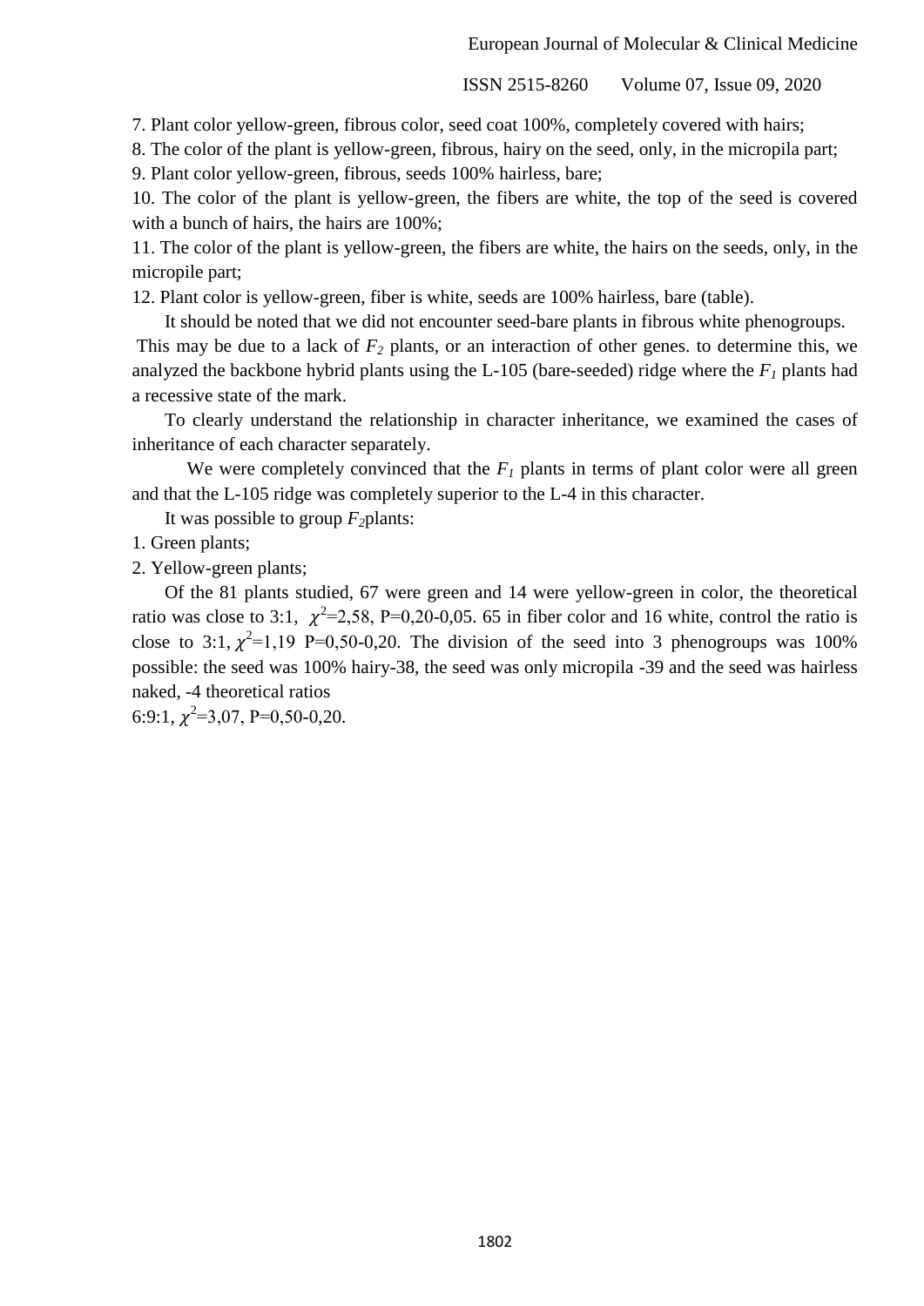7. Plant color yellow-green, fibrous color, seed coat 100%, completely covered with hairs;

8. The color of the plant is yellow-green, fibrous, hairy on the seed, only, in the micropila part;

9. Plant color yellow-green, fibrous, seeds 100% hairless, bare;

10. The color of the plant is yellow-green, the fibers are white, the top of the seed is covered with a bunch of hairs, the hairs are 100%;

11. The color of the plant is yellow-green, the fibers are white, the hairs on the seeds, only, in the micropile part;

12. Plant color is yellow-green, fiber is white, seeds are 100% hairless, bare (table).

It should be noted that we did not encounter seed-bare plants in fibrous white phenogroups. This may be due to a lack of $F_2$ plants, or an interaction of other genes. to determine this, we analyzed the backbone hybrid plants using the L-105 (bare-seeded) ridge where the $F_1$ plants had a recessive state of the mark.

To clearly understand the relationship in character inheritance, we examined the cases of inheritance of each character separately.

We were completely convinced that the $F_1$ plants in terms of plant color were all green and that the L-105 ridge was completely superior to the L-4 in this character.

It was possible to group $F_2$plants:

1. Green plants;
2. Yellow-green plants;

Of the 81 plants studied, 67 were green and 14 were yellow-green in color, the theoretical ratio was close to 3:1, $\chi^2$=2,58, P=0,20-0,05. 65 in fiber color and 16 white, control the ratio is close to 3:1, $\chi^2$=1,19 P=0,50-0,20. The division of the seed into 3 phenogroups was 100% possible: the seed was 100% hairy-38, the seed was only micropila -39 and the seed was hairless naked, -4 theoretical ratios

6:9:1, $\chi^2$=3,07, P=0,50-0,20.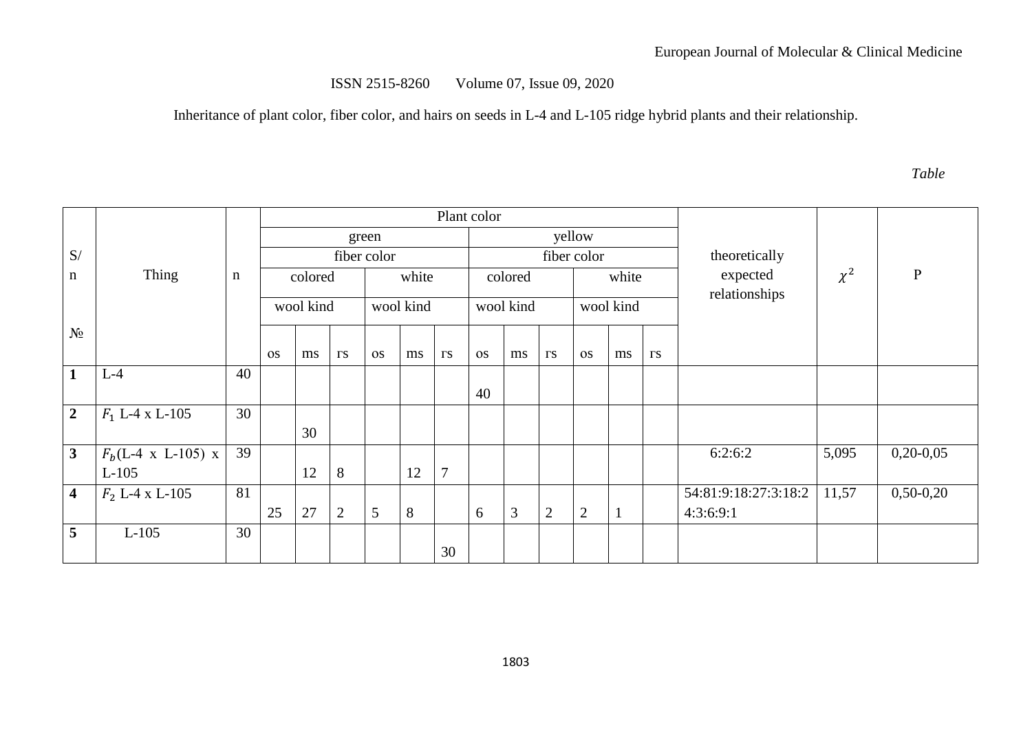Inheritance of plant color, fiber color, and hairs on seeds in L-4 and L-105 ridge hybrid plants and their relationship.

*Table*

| S/n № | Thing | n | Plant color | | | | | | | | | | | | theoretically expected relationships | $\chi^2$ | P |
|---|---|---|---|---|---|---|---|---|---|---|---|---|---|---|---|---|---|
| | | | green | | | | | | yellow | | | | | | | | |
| | | | fiber color | | | | | | fiber color | | | | | | | | |
| | | | colored | | | white | | | colored | | | white | | | | | |
| | | | wool kind | | | wool kind | | | wool kind | | | wool kind | | | | | |
| | | | os | ms | rs | os | ms | rs | os | ms | rs | os | ms | rs | | | |
| **1** | L-4 | 40 | | | | | | | 40 | | | | | | | | |
| **2** | $F_1$ L-4 x L-105 | 30 | | 30 | | | | | | | | | | | | | |
| **3** | $F_b$(L-4 x L-105) x L-105 | 39 | | 12 | 8 | | 12 | 7 | | | | | | | 6:2:6:2 | 5,095 | 0,20-0,05 |
| **4** | $F_2$ L-4 x L-105 | 81 | 25 | 27 | 2 | 5 | 8 | | 6 | 3 | 2 | 2 | 1 | | 54:81:9:18:27:3:18:24:3:6:9:1 | 11,57 | 0,50-0,20 |
| **5** | L-105 | 30 | | | | | | 30 | | | | | | | | | |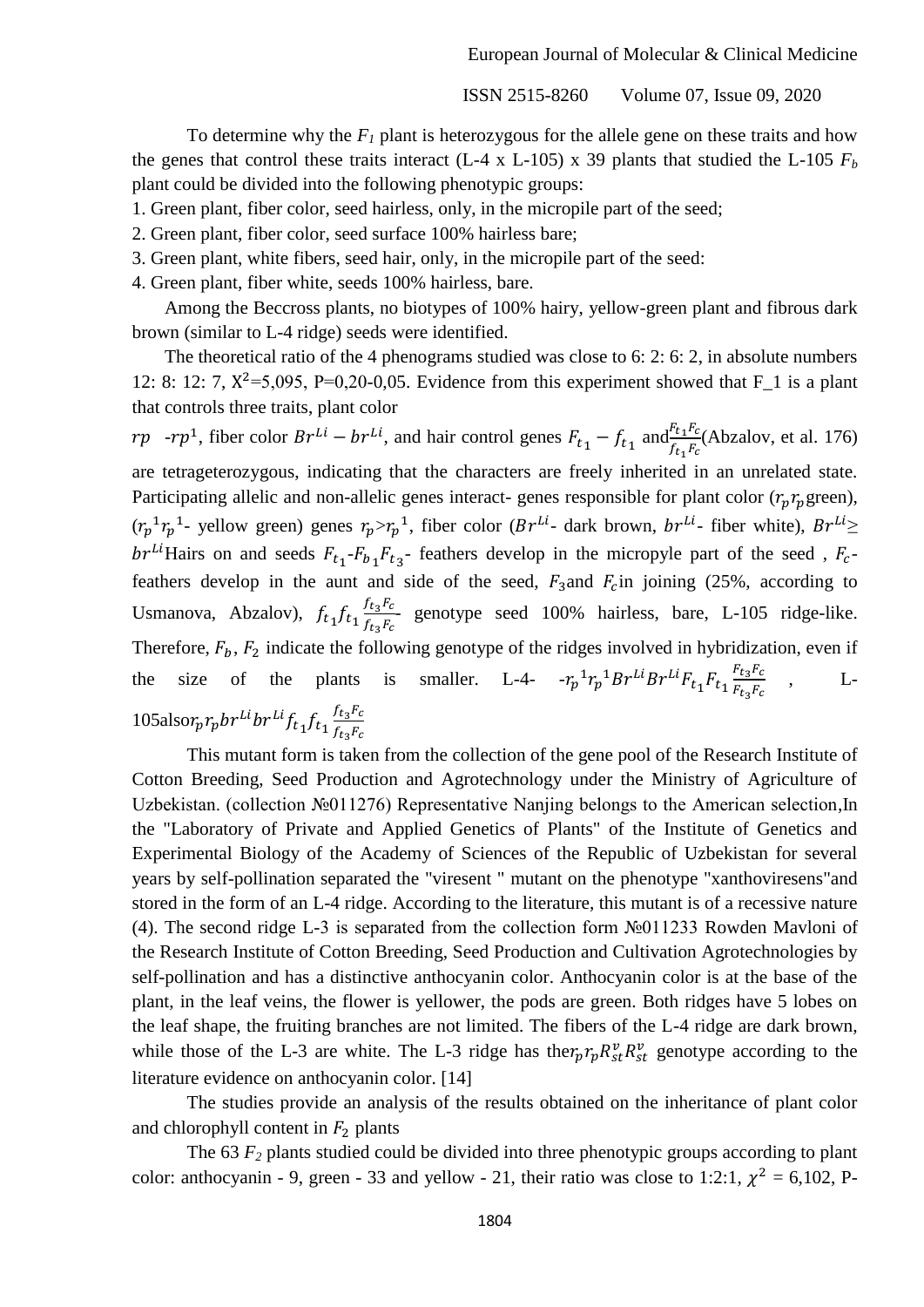To determine why the $F_1$ plant is heterozygous for the allele gene on these traits and how the genes that control these traits interact (L-4 x L-105) x 39 plants that studied the L-105 $F_b$ plant could be divided into the following phenotypic groups:

1. Green plant, fiber color, seed hairless, only, in the micropile part of the seed;
2. Green plant, fiber color, seed surface 100% hairless bare;
3. Green plant, white fibers, seed hair, only, in the micropile part of the seed:
4. Green plant, fiber white, seeds 100% hairless, bare.

Among the Beccross plants, no biotypes of 100% hairy, yellow-green plant and fibrous dark brown (similar to L-4 ridge) seeds were identified.

The theoretical ratio of the 4 phenograms studied was close to 6: 2: 6: 2, in absolute numbers 12: 8: 12: 7, $X^2$=5,095, P=0,20-0,05. Evidence from this experiment showed that F_1 is a plant that controls three traits, plant color $rp$ $-rp^1$, fiber color $Br^{Li} - br^{Li}$, and hair control genes $F_{t_1} - f_{t_1}$ and $\frac{F_{t_1}F_c}{f_{t_1}F_c}$(Abzalov, et al. 176) are tetrageterozygous, indicating that the characters are freely inherited in an unrelated state. Participating allelic and non-allelic genes interact- genes responsible for plant color ($r_p r_p$ green), ($r_p{}^1 r_p{}^1$- yellow green) genes $r_p > r_p{}^1$, fiber color ($Br^{Li}$- dark brown, $br^{Li}$- fiber white), $Br^{Li} \geq br^{Li}$Hairs on and seeds $F_{t_1}$-$F_{b_1}F_{t_3}$- feathers develop in the micropyle part of the seed , $F_c$- feathers develop in the aunt and side of the seed, $F_3$and $F_c$in joining (25%, according to Usmanova, Abzalov), $f_{t_1}f_{t_1}\frac{f_{t_3}F_c}{f_{t_3}F_c}$ genotype seed 100% hairless, bare, L-105 ridge-like. Therefore, $F_b$, $F_2$ indicate the following genotype of the ridges involved in hybridization, even if the size of the plants is smaller. L-4- $-r_p{}^1 r_p{}^1 Br^{Li} Br^{Li} F_{t_1} F_{t_1} \frac{F_{t_3}F_c}{F_{t_3}F_c}$ , L-105also$r_p r_p br^{Li} br^{Li} f_{t_1} f_{t_1} \frac{f_{t_3}F_c}{f_{t_3}F_c}$

This mutant form is taken from the collection of the gene pool of the Research Institute of Cotton Breeding, Seed Production and Agrotechnology under the Ministry of Agriculture of Uzbekistan. (collection №011276) Representative Nanjing belongs to the American selection,In the "Laboratory of Private and Applied Genetics of Plants" of the Institute of Genetics and Experimental Biology of the Academy of Sciences of the Republic of Uzbekistan for several years by self-pollination separated the "viresent " mutant on the phenotype "xanthoviresens"and stored in the form of an L-4 ridge. According to the literature, this mutant is of a recessive nature (4). The second ridge L-3 is separated from the collection form №011233 Rowden Mavloni of the Research Institute of Cotton Breeding, Seed Production and Cultivation Agrotechnologies by self-pollination and has a distinctive anthocyanin color. Anthocyanin color is at the base of the plant, in the leaf veins, the flower is yellower, the pods are green. Both ridges have 5 lobes on the leaf shape, the fruiting branches are not limited. The fibers of the L-4 ridge are dark brown, while those of the L-3 are white. The L-3 ridge has the$r_p r_p R_{st}^v R_{st}^v$ genotype according to the literature evidence on anthocyanin color. [14]

The studies provide an analysis of the results obtained on the inheritance of plant color and chlorophyll content in $F_2$ plants

The 63 $F_2$ plants studied could be divided into three phenotypic groups according to plant color: anthocyanin - 9, green - 33 and yellow - 21, their ratio was close to 1:2:1, $\chi^2$ = 6,102, P-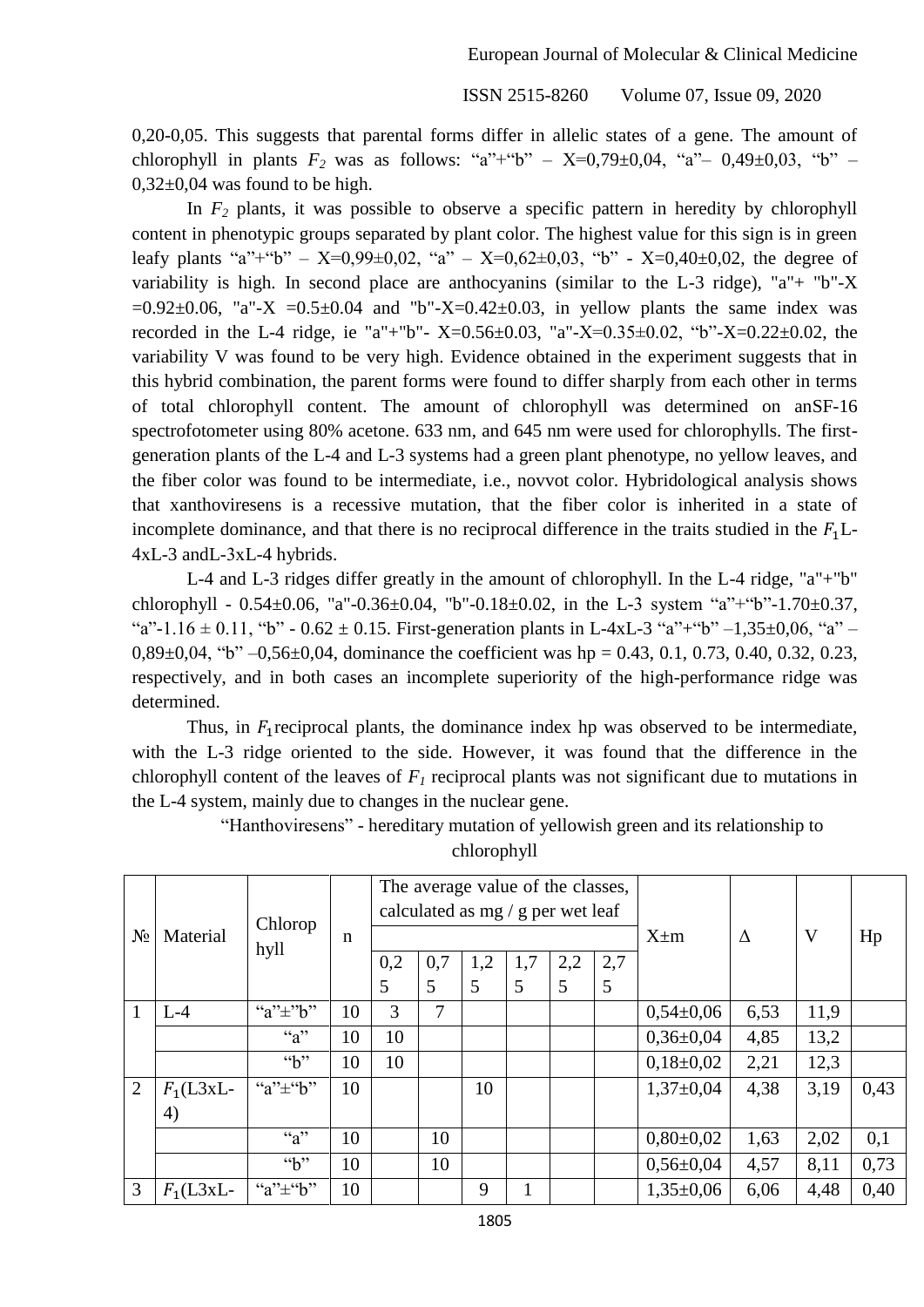0,20-0,05. This suggests that parental forms differ in allelic states of a gene. The amount of chlorophyll in plants $F_2$ was as follows: "a"+"b" – X=0,79±0,04, "a"– 0,49±0,03, "b" – 0,32±0,04 was found to be high.

In $F_2$ plants, it was possible to observe a specific pattern in heredity by chlorophyll content in phenotypic groups separated by plant color. The highest value for this sign is in green leafy plants "a"+"b" – X=0,99±0,02, "a" – X=0,62±0,03, "b" - X=0,40±0,02, the degree of variability is high. In second place are anthocyanins (similar to the L-3 ridge), "a"+ "b"-X =0.92±0.06, "a"-X =0.5±0.04 and "b"-X=0.42±0.03, in yellow plants the same index was recorded in the L-4 ridge, ie "a"+"b"- X=0.56±0.03, "a"-X=0.35±0.02, "b"-X=0.22±0.02, the variability V was found to be very high. Evidence obtained in the experiment suggests that in this hybrid combination, the parent forms were found to differ sharply from each other in terms of total chlorophyll content. The amount of chlorophyll was determined on anSF-16 spectrofotometer using 80% acetone. 633 nm, and 645 nm were used for chlorophylls. The first-generation plants of the L-4 and L-3 systems had a green plant phenotype, no yellow leaves, and the fiber color was found to be intermediate, i.e., novvot color. Hybridological analysis shows that xanthoviresens is a recessive mutation, that the fiber color is inherited in a state of incomplete dominance, and that there is no reciprocal difference in the traits studied in the $F_1$L-4xL-3 andL-3xL-4 hybrids.

L-4 and L-3 ridges differ greatly in the amount of chlorophyll. In the L-4 ridge, "a"+"b" chlorophyll - 0.54±0.06, "a"-0.36±0.04, "b"-0.18±0.02, in the L-3 system "a"+"b"-1.70±0.37, "a"-1.16 ± 0.11, "b" - 0.62 ± 0.15. First-generation plants in L-4xL-3 "a"+"b" –1,35±0,06, "a" – 0,89±0,04, "b" –0,56±0,04, dominance the coefficient was hp = 0.43, 0.1, 0.73, 0.40, 0.32, 0.23, respectively, and in both cases an incomplete superiority of the high-performance ridge was determined.

Thus, in $F_1$reciprocal plants, the dominance index hp was observed to be intermediate, with the L-3 ridge oriented to the side. However, it was found that the difference in the chlorophyll content of the leaves of $F_1$ reciprocal plants was not significant due to mutations in the L-4 system, mainly due to changes in the nuclear gene.

"Hanthoviresens" - hereditary mutation of yellowish green and its relationship to chlorophyll

| № | Material | Chlorophyll | n | The average value of the classes, calculated as mg / g per wet leaf | | | | | | X±m | Δ | V | Hp |
|---|---|---|---|---|---|---|---|---|---|---|---|---|---|
| | | | | 0,25 | 0,75 | 1,25 | 1,75 | 2,25 | 2,75 | | | | |
| 1 | L-4 | "a"±"b" | 10 | 3 | 7 | | | | | 0,54±0,06 | 6,53 | 11,9 | |
| | | "a" | 10 | 10 | | | | | | 0,36±0,04 | 4,85 | 13,2 | |
| | | "b" | 10 | 10 | | | | | | 0,18±0,02 | 2,21 | 12,3 | |
| 2 | $F_1$(L3xL-4) | "a"±"b" | 10 | | | 10 | | | | 1,37±0,04 | 4,38 | 3,19 | 0,43 |
| | | "a" | 10 | | 10 | | | | | 0,80±0,02 | 1,63 | 2,02 | 0,1 |
| | | "b" | 10 | | 10 | | | | | 0,56±0,04 | 4,57 | 8,11 | 0,73 |
| 3 | $F_1$(L3xL- | "a"±"b" | 10 | | | 9 | 1 | | | 1,35±0,06 | 6,06 | 4,48 | 0,40 |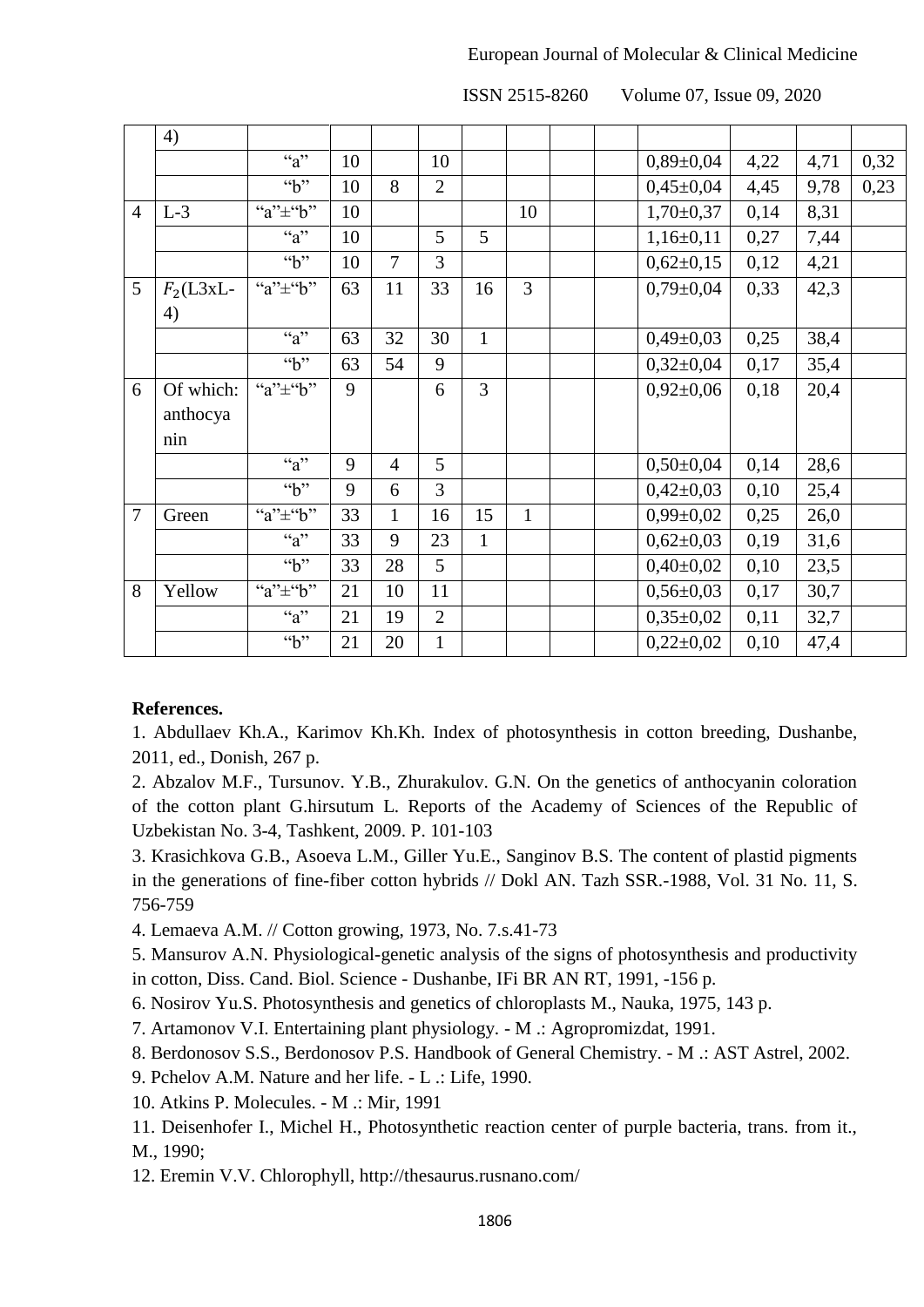| | 4) | | | | | | | | | | | | |
|---|---|---|---|---|---|---|---|---|---|---|---|---|---|
| | | "a" | 10 | | 10 | | | | | 0,89±0,04 | 4,22 | 4,71 | 0,32 |
| | | "b" | 10 | 8 | 2 | | | | | 0,45±0,04 | 4,45 | 9,78 | 0,23 |
| 4 | L-3 | "a"±"b" | 10 | | | | 10 | | | 1,70±0,37 | 0,14 | 8,31 | |
| | | "a" | 10 | | 5 | 5 | | | | 1,16±0,11 | 0,27 | 7,44 | |
| | | "b" | 10 | 7 | 3 | | | | | 0,62±0,15 | 0,12 | 4,21 | |
| 5 | $F_2$(L3xL-4) | "a"±"b" | 63 | 11 | 33 | 16 | 3 | | | 0,79±0,04 | 0,33 | 42,3 | |
| | | "a" | 63 | 32 | 30 | 1 | | | | 0,49±0,03 | 0,25 | 38,4 | |
| | | "b" | 63 | 54 | 9 | | | | | 0,32±0,04 | 0,17 | 35,4 | |
| 6 | Of which: anthocyanin | "a"±"b" | 9 | | 6 | 3 | | | | 0,92±0,06 | 0,18 | 20,4 | |
| | | "a" | 9 | 4 | 5 | | | | | 0,50±0,04 | 0,14 | 28,6 | |
| | | "b" | 9 | 6 | 3 | | | | | 0,42±0,03 | 0,10 | 25,4 | |
| 7 | Green | "a"±"b" | 33 | 1 | 16 | 15 | 1 | | | 0,99±0,02 | 0,25 | 26,0 | |
| | | "a" | 33 | 9 | 23 | 1 | | | | 0,62±0,03 | 0,19 | 31,6 | |
| | | "b" | 33 | 28 | 5 | | | | | 0,40±0,02 | 0,10 | 23,5 | |
| 8 | Yellow | "a"±"b" | 21 | 10 | 11 | | | | | 0,56±0,03 | 0,17 | 30,7 | |
| | | "a" | 21 | 19 | 2 | | | | | 0,35±0,02 | 0,11 | 32,7 | |
| | | "b" | 21 | 20 | 1 | | | | | 0,22±0,02 | 0,10 | 47,4 | |

**References.**

1. Abdullaev Kh.A., Karimov Kh.Kh. Index of photosynthesis in cotton breeding, Dushanbe, 2011, ed., Donish, 267 p.

2. Abzalov M.F., Tursunov. Y.B., Zhurakulov. G.N. On the genetics of anthocyanin coloration of the cotton plant G.hirsutum L. Reports of the Academy of Sciences of the Republic of Uzbekistan No. 3-4, Tashkent, 2009. P. 101-103

3. Krasichkova G.B., Asoeva L.M., Giller Yu.E., Sanginov B.S. The content of plastid pigments in the generations of fine-fiber cotton hybrids // Dokl AN. Tazh SSR.-1988, Vol. 31 No. 11, S. 756-759

4. Lemaeva A.M. // Cotton growing, 1973, No. 7.s.41-73

5. Mansurov A.N. Physiological-genetic analysis of the signs of photosynthesis and productivity in cotton, Diss. Cand. Biol. Science - Dushanbe, IFi BR AN RT, 1991, -156 p.

6. Nosirov Yu.S. Photosynthesis and genetics of chloroplasts M., Nauka, 1975, 143 p.

7. Artamonov V.I. Entertaining plant physiology. - M .: Agropromizdat, 1991.

8. Berdonosov S.S., Berdonosov P.S. Handbook of General Chemistry. - M .: AST Astrel, 2002.

9. Pchelov A.M. Nature and her life. - L .: Life, 1990.

10. Atkins P. Molecules. - M .: Mir, 1991

11. Deisenhofer I., Michel H., Photosynthetic reaction center of purple bacteria, trans. from it., M., 1990;

12. Eremin V.V. Chlorophyll, http://thesaurus.rusnano.com/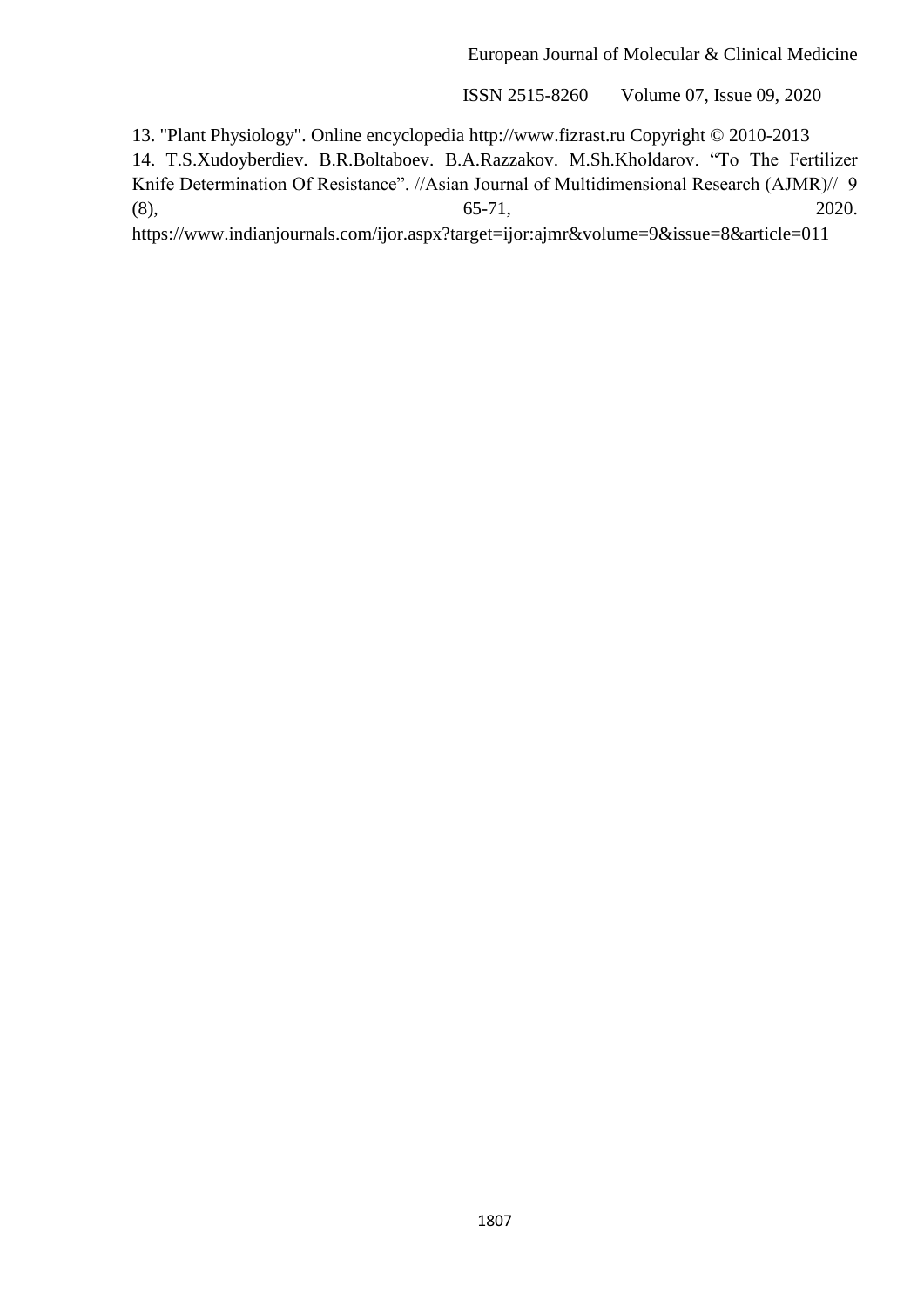13. "Plant Physiology". Online encyclopedia http://www.fizrast.ru Copyright © 2010-2013

14. T.S.Xudoyberdiev. B.R.Boltaboev. B.A.Razzakov. M.Sh.Kholdarov. "To The Fertilizer Knife Determination Of Resistance". //Asian Journal of Multidimensional Research (AJMR)// 9 (8), 65-71, 2020. https://www.indianjournals.com/ijor.aspx?target=ijor:ajmr&volume=9&issue=8&article=011